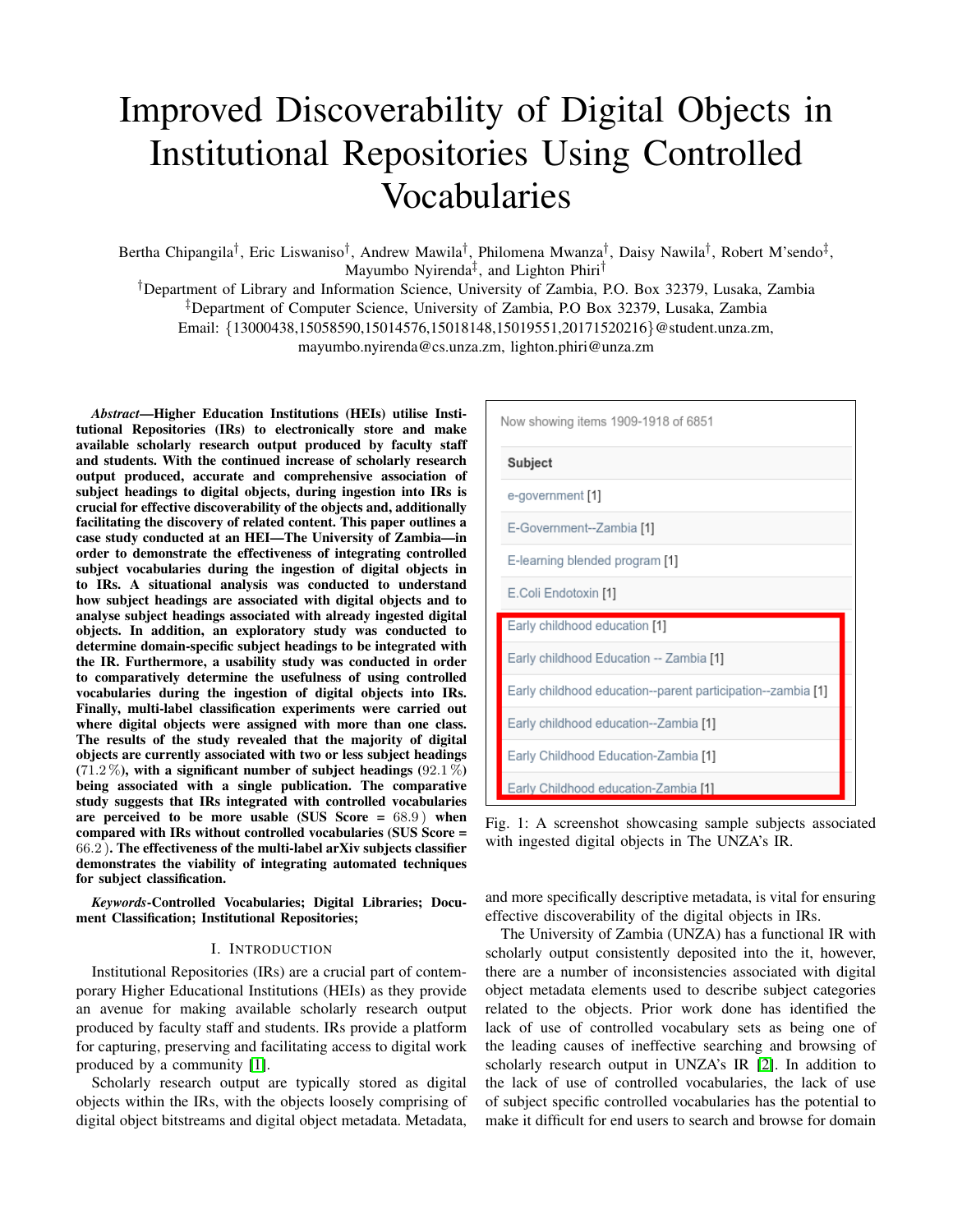# Improved Discoverability of Digital Objects in Institutional Repositories Using Controlled Vocabularies

Bertha Chipangila†, Eric Liswaniso†, Andrew Mawila†, Philomena Mwanza†, Daisy Nawila†, Robert M'sendo‡, Mayumbo Nyirenda‡, and Lighton Phiri†

†Department of Library and Information Science, University of Zambia, P.O. Box 32379, Lusaka, Zambia
‡Department of Computer Science, University of Zambia, P.O Box 32379, Lusaka, Zambia
Email: {13000438,15058590,15014576,15018148,15019551,20171520216}@student.unza.zm, mayumbo.nyirenda@cs.unza.zm, lighton.phiri@unza.zm

***Abstract*—Higher Education Institutions (HEIs) utilise Institutional Repositories (IRs) to electronically store and make available scholarly research output produced by faculty staff and students. With the continued increase of scholarly research output produced, accurate and comprehensive association of subject headings to digital objects, during ingestion into IRs is crucial for effective discoverability of the objects and, additionally facilitating the discovery of related content. This paper outlines a case study conducted at an HEI—The University of Zambia—in order to demonstrate the effectiveness of integrating controlled subject vocabularies during the ingestion of digital objects in to IRs. A situational analysis was conducted to understand how subject headings are associated with digital objects and to analyse subject headings associated with already ingested digital objects. In addition, an exploratory study was conducted to determine domain-specific subject headings to be integrated with the IR. Furthermore, a usability study was conducted in order to comparatively determine the usefulness of using controlled vocabularies during the ingestion of digital objects into IRs. Finally, multi-label classification experiments were carried out where digital objects were assigned with more than one class. The results of the study revealed that the majority of digital objects are currently associated with two or less subject headings (71.2 %), with a significant number of subject headings (92.1 %) being associated with a single publication. The comparative study suggests that IRs integrated with controlled vocabularies are perceived to be more usable (SUS Score = 68.9 ) when compared with IRs without controlled vocabularies (SUS Score = 66.2 ). The effectiveness of the multi-label arXiv subjects classifier demonstrates the viability of integrating automated techniques for subject classification.***

***Keywords*-Controlled Vocabularies; Digital Libraries; Document Classification; Institutional Repositories;**

## I. Introduction

Institutional Repositories (IRs) are a crucial part of contemporary Higher Educational Institutions (HEIs) as they provide an avenue for making available scholarly research output produced by faculty staff and students. IRs provide a platform for capturing, preserving and facilitating access to digital work produced by a community [1].

Scholarly research output are typically stored as digital objects within the IRs, with the objects loosely comprising of digital object bitstreams and digital object metadata. Metadata, and more specifically descriptive metadata, is vital for ensuring effective discoverability of the digital objects in IRs.

Now showing items 1909-1918 of 6851

| Subject |
|---|
| e-government [1] |
| E-Government--Zambia [1] |
| E-learning blended program [1] |
| E.Coli Endotoxin [1] |
| Early childhood education [1] |
| Early childhood Education -- Zambia [1] |
| Early childhood education--parent participation--zambia [1] |
| Early childhood education--Zambia [1] |
| Early Childhood Education-Zambia [1] |
| Early Childhood education-Zambia [1] |

Fig. 1: A screenshot showcasing sample subjects associated with ingested digital objects in The UNZA's IR.

The University of Zambia (UNZA) has a functional IR with scholarly output consistently deposited into the it, however, there are a number of inconsistencies associated with digital object metadata elements used to describe subject categories related to the objects. Prior work done has identified the lack of use of controlled vocabulary sets as being one of the leading causes of ineffective searching and browsing of scholarly research output in UNZA's IR [2]. In addition to the lack of use of controlled vocabularies, the lack of use of subject specific controlled vocabularies has the potential to make it difficult for end users to search and browse for domain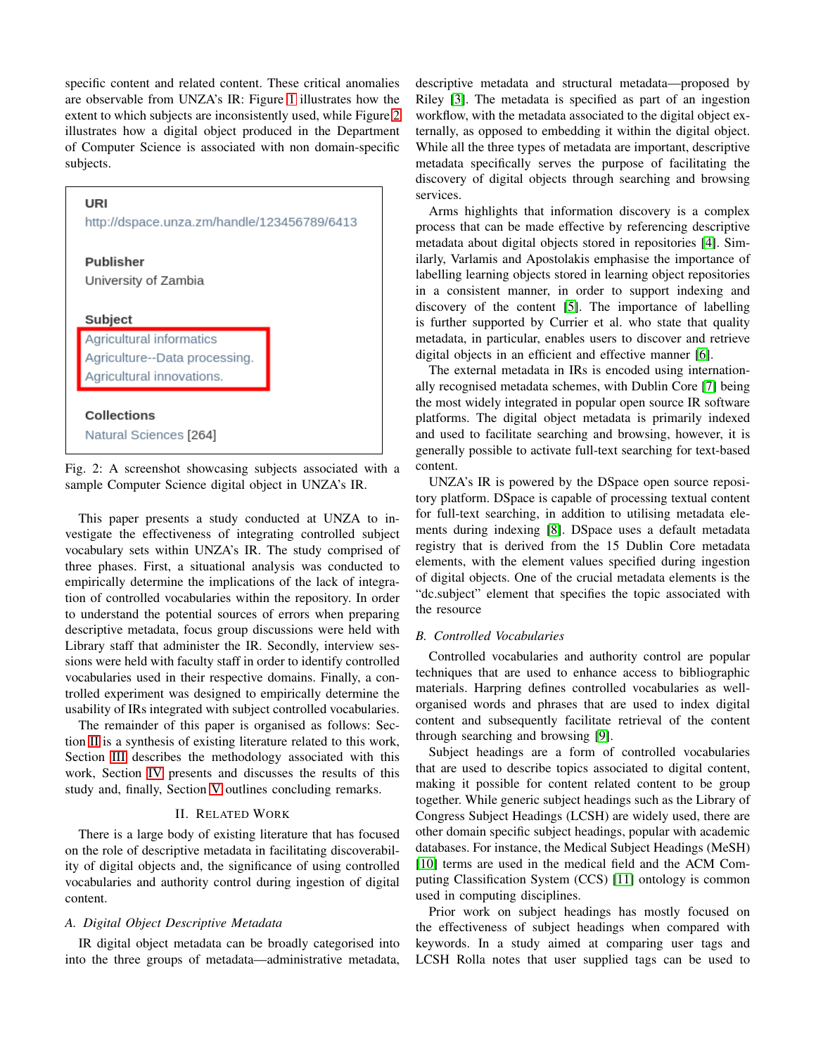specific content and related content. These critical anomalies are observable from UNZA's IR: Figure 1 illustrates how the extent to which subjects are inconsistently used, while Figure 2 illustrates how a digital object produced in the Department of Computer Science is associated with non domain-specific subjects.

**URI**
http://dspace.unza.zm/handle/123456789/6413

**Publisher**
University of Zambia

**Subject**
Agricultural informatics
Agriculture--Data processing.
Agricultural innovations.

**Collections**
Natural Sciences [264]

Fig. 2: A screenshot showcasing subjects associated with a sample Computer Science digital object in UNZA's IR.

This paper presents a study conducted at UNZA to investigate the effectiveness of integrating controlled subject vocabulary sets within UNZA's IR. The study comprised of three phases. First, a situational analysis was conducted to empirically determine the implications of the lack of integration of controlled vocabularies within the repository. In order to understand the potential sources of errors when preparing descriptive metadata, focus group discussions were held with Library staff that administer the IR. Secondly, interview sessions were held with faculty staff in order to identify controlled vocabularies used in their respective domains. Finally, a controlled experiment was designed to empirically determine the usability of IRs integrated with subject controlled vocabularies.

The remainder of this paper is organised as follows: Section II is a synthesis of existing literature related to this work, Section III describes the methodology associated with this work, Section IV presents and discusses the results of this study and, finally, Section V outlines concluding remarks.

## II. Related Work

There is a large body of existing literature that has focused on the role of descriptive metadata in facilitating discoverability of digital objects and, the significance of using controlled vocabularies and authority control during ingestion of digital content.

### A. Digital Object Descriptive Metadata

IR digital object metadata can be broadly categorised into into the three groups of metadata—administrative metadata, descriptive metadata and structural metadata—proposed by Riley [3]. The metadata is specified as part of an ingestion workflow, with the metadata associated to the digital object externally, as opposed to embedding it within the digital object. While all the three types of metadata are important, descriptive metadata specifically serves the purpose of facilitating the discovery of digital objects through searching and browsing services.

Arms highlights that information discovery is a complex process that can be made effective by referencing descriptive metadata about digital objects stored in repositories [4]. Similarly, Varlamis and Apostolakis emphasise the importance of labelling learning objects stored in learning object repositories in a consistent manner, in order to support indexing and discovery of the content [5]. The importance of labelling is further supported by Currier et al. who state that quality metadata, in particular, enables users to discover and retrieve digital objects in an efficient and effective manner [6].

The external metadata in IRs is encoded using internationally recognised metadata schemes, with Dublin Core [7] being the most widely integrated in popular open source IR software platforms. The digital object metadata is primarily indexed and used to facilitate searching and browsing, however, it is generally possible to activate full-text searching for text-based content.

UNZA's IR is powered by the DSpace open source repository platform. DSpace is capable of processing textual content for full-text searching, in addition to utilising metadata elements during indexing [8]. DSpace uses a default metadata registry that is derived from the 15 Dublin Core metadata elements, with the element values specified during ingestion of digital objects. One of the crucial metadata elements is the "dc.subject" element that specifies the topic associated with the resource

### B. Controlled Vocabularies

Controlled vocabularies and authority control are popular techniques that are used to enhance access to bibliographic materials. Harpring defines controlled vocabularies as well-organised words and phrases that are used to index digital content and subsequently facilitate retrieval of the content through searching and browsing [9].

Subject headings are a form of controlled vocabularies that are used to describe topics associated to digital content, making it possible for content related content to be group together. While generic subject headings such as the Library of Congress Subject Headings (LCSH) are widely used, there are other domain specific subject headings, popular with academic databases. For instance, the Medical Subject Headings (MeSH) [10] terms are used in the medical field and the ACM Computing Classification System (CCS) [11] ontology is common used in computing disciplines.

Prior work on subject headings has mostly focused on the effectiveness of subject headings when compared with keywords. In a study aimed at comparing user tags and LCSH Rolla notes that user supplied tags can be used to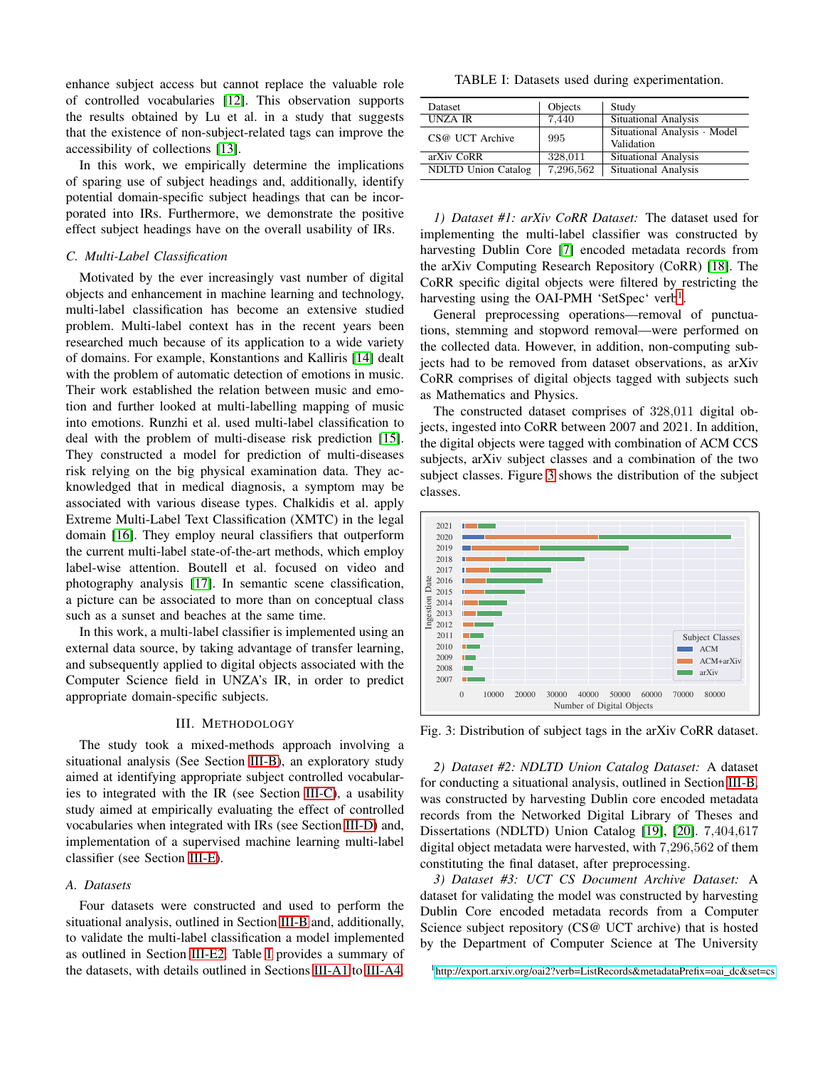enhance subject access but cannot replace the valuable role of controlled vocabularies [12]. This observation supports the results obtained by Lu et al. in a study that suggests that the existence of non-subject-related tags can improve the accessibility of collections [13].

In this work, we empirically determine the implications of sparing use of subject headings and, additionally, identify potential domain-specific subject headings that can be incorporated into IRs. Furthermore, we demonstrate the positive effect subject headings have on the overall usability of IRs.

### C. Multi-Label Classification

Motivated by the ever increasingly vast number of digital objects and enhancement in machine learning and technology, multi-label classification has become an extensive studied problem. Multi-label context has in the recent years been researched much because of its application to a wide variety of domains. For example, Konstantions and Kalliris [14] dealt with the problem of automatic detection of emotions in music. Their work established the relation between music and emotion and further looked at multi-labelling mapping of music into emotions. Runzhi et al. used multi-label classification to deal with the problem of multi-disease risk prediction [15]. They constructed a model for prediction of multi-diseases risk relying on the big physical examination data. They acknowledged that in medical diagnosis, a symptom may be associated with various disease types. Chalkidis et al. apply Extreme Multi-Label Text Classification (XMTC) in the legal domain [16]. They employ neural classifiers that outperform the current multi-label state-of-the-art methods, which employ label-wise attention. Boutell et al. focused on video and photography analysis [17]. In semantic scene classification, a picture can be associated to more than on conceptual class such as a sunset and beaches at the same time.

In this work, a multi-label classifier is implemented using an external data source, by taking advantage of transfer learning, and subsequently applied to digital objects associated with the Computer Science field in UNZA's IR, in order to predict appropriate domain-specific subjects.

## III. Methodology

The study took a mixed-methods approach involving a situational analysis (See Section III-B), an exploratory study aimed at identifying appropriate subject controlled vocabularies to integrated with the IR (see Section III-C), a usability study aimed at empirically evaluating the effect of controlled vocabularies when integrated with IRs (see Section III-D) and, implementation of a supervised machine learning multi-label classifier (see Section III-E).

### A. Datasets

Four datasets were constructed and used to perform the situational analysis, outlined in Section III-B and, additionally, to validate the multi-label classification a model implemented as outlined in Section III-E2. Table I provides a summary of the datasets, with details outlined in Sections III-A1 to III-A4.

TABLE I: Datasets used during experimentation.

| Dataset | Objects | Study |
|---|---|---|
| UNZA IR | 7,440 | Situational Analysis |
| CS@ UCT Archive | 995 | Situational Analysis · Model Validation |
| arXiv CoRR | 328,011 | Situational Analysis |
| NDLTD Union Catalog | 7,296,562 | Situational Analysis |

*1) Dataset #1: arXiv CoRR Dataset:* The dataset used for implementing the multi-label classifier was constructed by harvesting Dublin Core [7] encoded metadata records from the arXiv Computing Research Repository (CoRR) [18]. The CoRR specific digital objects were filtered by restricting the harvesting using the OAI-PMH 'SetSpec' verb[1].

General preprocessing operations—removal of punctuations, stemming and stopword removal—were performed on the collected data. However, in addition, non-computing subjects had to be removed from dataset observations, as arXiv CoRR comprises of digital objects tagged with subjects such as Mathematics and Physics.

The constructed dataset comprises of 328,011 digital objects, ingested into CoRR between 2007 and 2021. In addition, the digital objects were tagged with combination of ACM CCS subjects, arXiv subject classes and a combination of the two subject classes. Figure 3 shows the distribution of the subject classes.

Fig. 3: Distribution of subject tags in the arXiv CoRR dataset.

*2) Dataset #2: NDLTD Union Catalog Dataset:* A dataset for conducting a situational analysis, outlined in Section III-B, was constructed by harvesting Dublin core encoded metadata records from the Networked Digital Library of Theses and Dissertations (NDLTD) Union Catalog [19], [20]. 7,404,617 digital object metadata were harvested, with 7,296,562 of them constituting the final dataset, after preprocessing.

*3) Dataset #3: UCT CS Document Archive Dataset:* A dataset for validating the model was constructed by harvesting Dublin Core encoded metadata records from a Computer Science subject repository (CS@ UCT archive) that is hosted by the Department of Computer Science at The University

[1] http://export.arxiv.org/oai2?verb=ListRecords&metadataPrefix=oai_dc&set=cs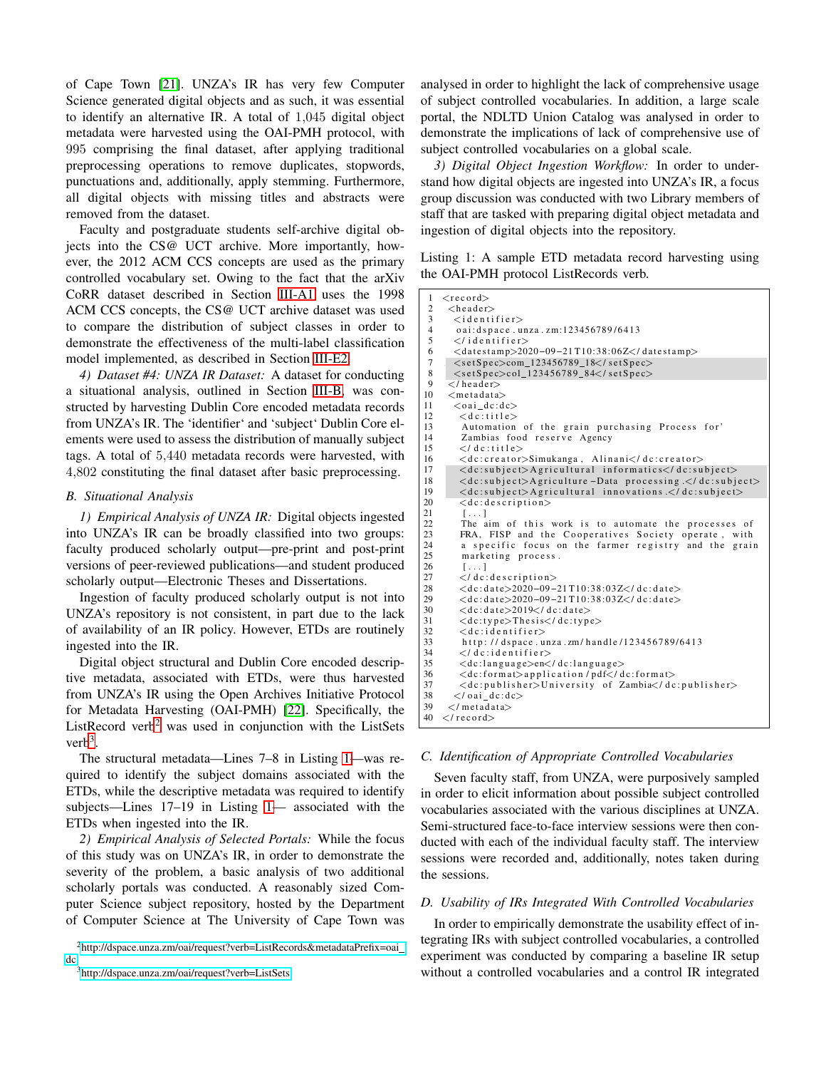of Cape Town [21]. UNZA's IR has very few Computer Science generated digital objects and as such, it was essential to identify an alternative IR. A total of 1,045 digital object metadata were harvested using the OAI-PMH protocol, with 995 comprising the final dataset, after applying traditional preprocessing operations to remove duplicates, stopwords, punctuations and, additionally, apply stemming. Furthermore, all digital objects with missing titles and abstracts were removed from the dataset.

Faculty and postgraduate students self-archive digital objects into the CS@ UCT archive. More importantly, however, the 2012 ACM CCS concepts are used as the primary controlled vocabulary set. Owing to the fact that the arXiv CoRR dataset described in Section III-A1 uses the 1998 ACM CCS concepts, the CS@ UCT archive dataset was used to compare the distribution of subject classes in order to demonstrate the effectiveness of the multi-label classification model implemented, as described in Section III-E2.

*4) Dataset #4: UNZA IR Dataset:* A dataset for conducting a situational analysis, outlined in Section III-B, was constructed by harvesting Dublin Core encoded metadata records from UNZA's IR. The 'identifier' and 'subject' Dublin Core elements were used to assess the distribution of manually subject tags. A total of 5,440 metadata records were harvested, with 4,802 constituting the final dataset after basic preprocessing.

### B. Situational Analysis

*1) Empirical Analysis of UNZA IR:* Digital objects ingested into UNZA's IR can be broadly classified into two groups: faculty produced scholarly output—pre-print and post-print versions of peer-reviewed publications—and student produced scholarly output—Electronic Theses and Dissertations.

Ingestion of faculty produced scholarly output is not into UNZA's repository is not consistent, in part due to the lack of availability of an IR policy. However, ETDs are routinely ingested into the IR.

Digital object structural and Dublin Core encoded descriptive metadata, associated with ETDs, were thus harvested from UNZA's IR using the Open Archives Initiative Protocol for Metadata Harvesting (OAI-PMH) [22]. Specifically, the ListRecord verb[2] was used in conjunction with the ListSets verb[3].

The structural metadata—Lines 7–8 in Listing 1—was required to identify the subject domains associated with the ETDs, while the descriptive metadata was required to identify subjects—Lines 17–19 in Listing 1— associated with the ETDs when ingested into the IR.

*2) Empirical Analysis of Selected Portals:* While the focus of this study was on UNZA's IR, in order to demonstrate the severity of the problem, a basic analysis of two additional scholarly portals was conducted. A reasonably sized Computer Science subject repository, hosted by the Department of Computer Science at The University of Cape Town was analysed in order to highlight the lack of comprehensive usage of subject controlled vocabularies. In addition, a large scale portal, the NDLTD Union Catalog was analysed in order to demonstrate the implications of lack of comprehensive use of subject controlled vocabularies on a global scale.

*3) Digital Object Ingestion Workflow:* In order to understand how digital objects are ingested into UNZA's IR, a focus group discussion was conducted with two Library members of staff that are tasked with preparing digital object metadata and ingestion of digital objects into the repository.

Listing 1: A sample ETD metadata record harvesting using the OAI-PMH protocol ListRecords verb.

```
1  <record>
2   <header>
3    <identifier>
4     oai:dspace.unza.zm:123456789/6413
5    </identifier>
6    <datestamp>2020-09-21T10:38:06Z</datestamp>
7    <setSpec>com_123456789_18</setSpec>
8    <setSpec>col_123456789_84</setSpec>
9   </header>
10  <metadata>
11   <oai_dc:dc>
12    <dc:title>
13     Automation of the grain purchasing Process for'
14     Zambias food reserve Agency
15    </dc:title>
16    <dc:creator>Simukanga, Alinani</dc:creator>
17    <dc:subject>Agricultural informatics</dc:subject>
18    <dc:subject>Agriculture-Data processing.</dc:subject>
19    <dc:subject>Agricultural innovations.</dc:subject>
20    <dc:description>
21     [...]
22     The aim of this work is to automate the processes of
23     FRA, FISP and the Cooperatives Society operate, with
24     a specific focus on the farmer registry and the grain
25     marketing process.
26     [...]
27    </dc:description>
28    <dc:date>2020-09-21T10:38:03Z</dc:date>
29    <dc:date>2020-09-21T10:38:03Z</dc:date>
30    <dc:date>2019</dc:date>
31    <dc:type>Thesis</dc:type>
32    <dc:identifier>
33     http://dspace.unza.zm/handle/123456789/6413
34    </dc:identifier>
35    <dc:language>en</dc:language>
36    <dc:format>application/pdf</dc:format>
37    <dc:publisher>University of Zambia</dc:publisher>
38   </oai_dc:dc>
39  </metadata>
40 </record>
```

### C. Identification of Appropriate Controlled Vocabularies

Seven faculty staff, from UNZA, were purposively sampled in order to elicit information about possible subject controlled vocabularies associated with the various disciplines at UNZA. Semi-structured face-to-face interview sessions were then conducted with each of the individual faculty staff. The interview sessions were recorded and, additionally, notes taken during the sessions.

### D. Usability of IRs Integrated With Controlled Vocabularies

In order to empirically demonstrate the usability effect of integrating IRs with subject controlled vocabularies, a controlled experiment was conducted by comparing a baseline IR setup without a controlled vocabularies and a control IR integrated

[2] http://dspace.unza.zm/oai/request?verb=ListRecords&metadataPrefix=oai_dc

[3] http://dspace.unza.zm/oai/request?verb=ListSets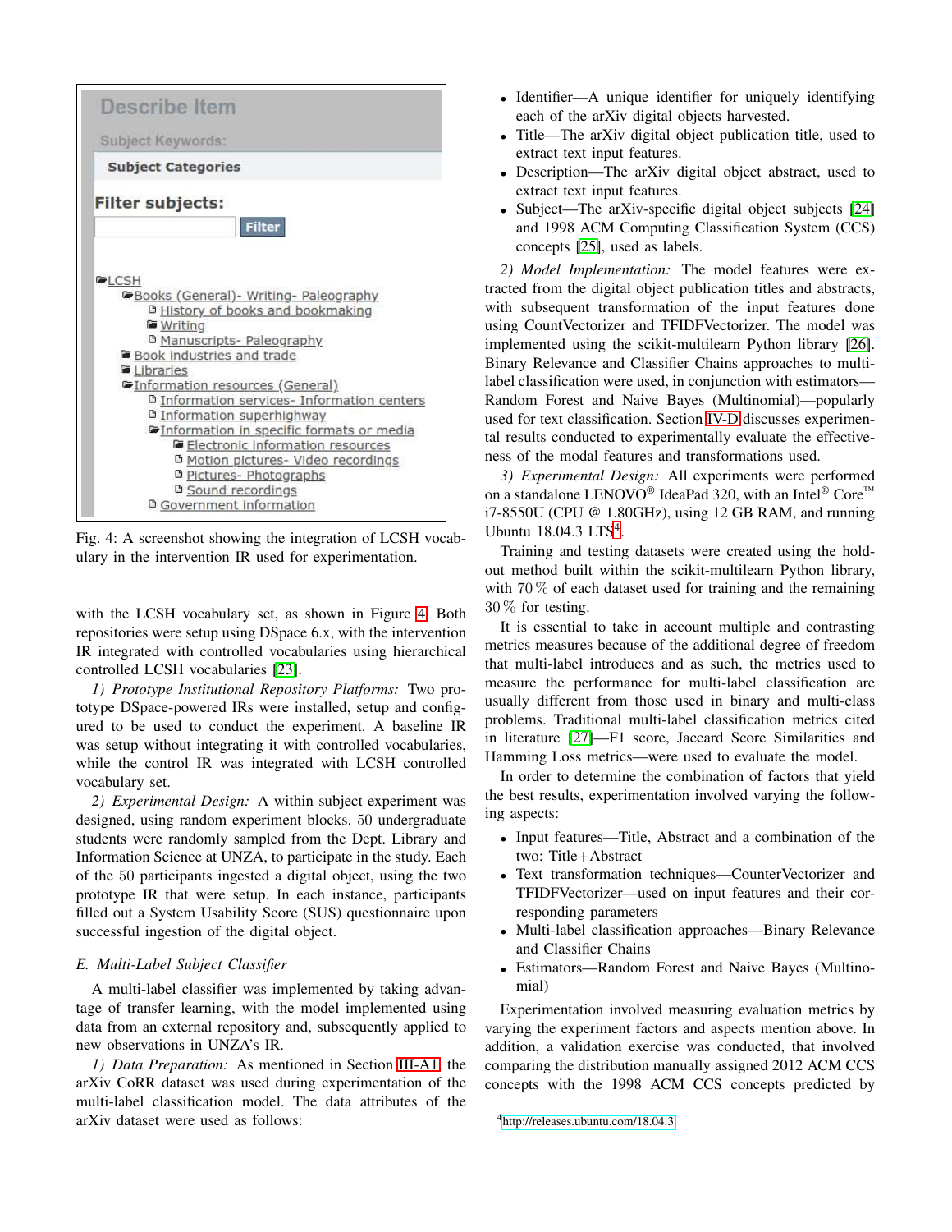Fig. 4: A screenshot showing the integration of LCSH vocabulary in the intervention IR used for experimentation.

with the LCSH vocabulary set, as shown in Figure 4. Both repositories were setup using DSpace 6.x, with the intervention IR integrated with controlled vocabularies using hierarchical controlled LCSH vocabularies [23].

*1) Prototype Institutional Repository Platforms:* Two prototype DSpace-powered IRs were installed, setup and configured to be used to conduct the experiment. A baseline IR was setup without integrating it with controlled vocabularies, while the control IR was integrated with LCSH controlled vocabulary set.

*2) Experimental Design:* A within subject experiment was designed, using random experiment blocks. 50 undergraduate students were randomly sampled from the Dept. Library and Information Science at UNZA, to participate in the study. Each of the 50 participants ingested a digital object, using the two prototype IR that were setup. In each instance, participants filled out a System Usability Score (SUS) questionnaire upon successful ingestion of the digital object.

### E. Multi-Label Subject Classifier

A multi-label classifier was implemented by taking advantage of transfer learning, with the model implemented using data from an external repository and, subsequently applied to new observations in UNZA's IR.

*1) Data Preparation:* As mentioned in Section III-A1, the arXiv CoRR dataset was used during experimentation of the multi-label classification model. The data attributes of the arXiv dataset were used as follows:

- Identifier—A unique identifier for uniquely identifying each of the arXiv digital objects harvested.
- Title—The arXiv digital object publication title, used to extract text input features.
- Description—The arXiv digital object abstract, used to extract text input features.
- Subject—The arXiv-specific digital object subjects [24] and 1998 ACM Computing Classification System (CCS) concepts [25], used as labels.

*2) Model Implementation:* The model features were extracted from the digital object publication titles and abstracts, with subsequent transformation of the input features done using CountVectorizer and TFIDFVectorizer. The model was implemented using the scikit-multilearn Python library [26]. Binary Relevance and Classifier Chains approaches to multi-label classification were used, in conjunction with estimators—Random Forest and Naive Bayes (Multinomial)—popularly used for text classification. Section IV-D discusses experimental results conducted to experimentally evaluate the effectiveness of the modal features and transformations used.

*3) Experimental Design:* All experiments were performed on a standalone LENOVO® IdeaPad 320, with an Intel® Core™ i7-8550U (CPU @ 1.80GHz), using 12 GB RAM, and running Ubuntu 18.04.3 LTS[4].

Training and testing datasets were created using the hold-out method built within the scikit-multilearn Python library, with 70 % of each dataset used for training and the remaining 30 % for testing.

It is essential to take in account multiple and contrasting metrics measures because of the additional degree of freedom that multi-label introduces and as such, the metrics used to measure the performance for multi-label classification are usually different from those used in binary and multi-class problems. Traditional multi-label classification metrics cited in literature [27]—F1 score, Jaccard Score Similarities and Hamming Loss metrics—were used to evaluate the model.

In order to determine the combination of factors that yield the best results, experimentation involved varying the following aspects:

- Input features—Title, Abstract and a combination of the two: Title+Abstract
- Text transformation techniques—CounterVectorizer and TFIDFVectorizer—used on input features and their corresponding parameters
- Multi-label classification approaches—Binary Relevance and Classifier Chains
- Estimators—Random Forest and Naive Bayes (Multinomial)

Experimentation involved measuring evaluation metrics by varying the experiment factors and aspects mention above. In addition, a validation exercise was conducted, that involved comparing the distribution manually assigned 2012 ACM CCS concepts with the 1998 ACM CCS concepts predicted by

[4] http://releases.ubuntu.com/18.04.3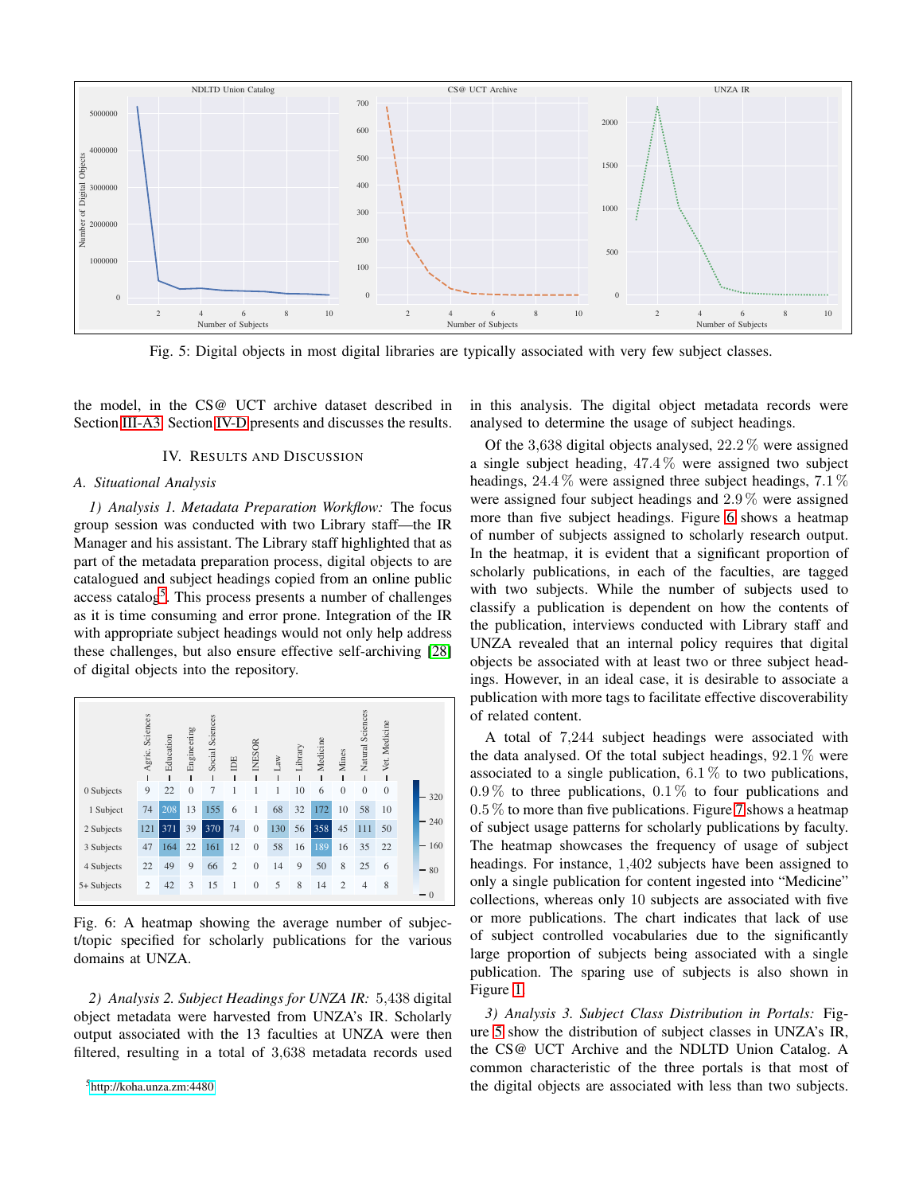Fig. 5: Digital objects in most digital libraries are typically associated with very few subject classes.

the model, in the CS@ UCT archive dataset described in Section III-A3. Section IV-D presents and discusses the results.

## IV. Results and Discussion

### A. Situational Analysis

*1) Analysis 1. Metadata Preparation Workflow:* The focus group session was conducted with two Library staff—the IR Manager and his assistant. The Library staff highlighted that as part of the metadata preparation process, digital objects to are catalogued and subject headings copied from an online public access catalog[5]. This process presents a number of challenges as it is time consuming and error prone. Integration of the IR with appropriate subject headings would not only help address these challenges, but also ensure effective self-archiving [28] of digital objects into the repository.

| | Agric. Sciences | Education | Engineering | Social Sciences | IDE | INESOR | Law | Library | Medicine | Mines | Natural Sciences | Vet. Medicine |
|---|---|---|---|---|---|---|---|---|---|---|---|---|
| 0 Subjects | 9 | 22 | 0 | 7 | 1 | 1 | 1 | 10 | 6 | 0 | 0 | 0 |
| 1 Subject | 74 | 208 | 13 | 155 | 6 | 1 | 68 | 32 | 172 | 10 | 58 | 10 |
| 2 Subjects | 121 | 371 | 39 | 370 | 74 | 0 | 130 | 56 | 358 | 45 | 111 | 50 |
| 3 Subjects | 47 | 164 | 22 | 161 | 12 | 0 | 58 | 16 | 189 | 16 | 35 | 22 |
| 4 Subjects | 22 | 49 | 9 | 66 | 2 | 0 | 14 | 9 | 50 | 8 | 25 | 6 |
| 5+ Subjects | 2 | 42 | 3 | 15 | 1 | 0 | 5 | 8 | 14 | 2 | 4 | 8 |

Fig. 6: A heatmap showing the average number of subject/topic specified for scholarly publications for the various domains at UNZA.

*2) Analysis 2. Subject Headings for UNZA IR:* 5,438 digital object metadata were harvested from UNZA's IR. Scholarly output associated with the 13 faculties at UNZA were then filtered, resulting in a total of 3,638 metadata records used in this analysis. The digital object metadata records were analysed to determine the usage of subject headings.

Of the 3,638 digital objects analysed, 22.2 % were assigned a single subject heading, 47.4 % were assigned two subject headings, 24.4 % were assigned three subject headings, 7.1 % were assigned four subject headings and 2.9 % were assigned more than five subject headings. Figure 6 shows a heatmap of number of subjects assigned to scholarly research output. In the heatmap, it is evident that a significant proportion of scholarly publications, in each of the faculties, are tagged with two subjects. While the number of subjects used to classify a publication is dependent on how the contents of the publication, interviews conducted with Library staff and UNZA revealed that an internal policy requires that digital objects be associated with at least two or three subject headings. However, in an ideal case, it is desirable to associate a publication with more tags to facilitate effective discoverability of related content.

A total of 7,244 subject headings were associated with the data analysed. Of the total subject headings, 92.1 % were associated to a single publication, 6.1 % to two publications, 0.9 % to three publications, 0.1 % to four publications and 0.5 % to more than five publications. Figure 7 shows a heatmap of subject usage patterns for scholarly publications by faculty. The heatmap showcases the frequency of usage of subject headings. For instance, 1,402 subjects have been assigned to only a single publication for content ingested into "Medicine" collections, whereas only 10 subjects are associated with five or more publications. The chart indicates that lack of use of subject controlled vocabularies due to the significantly large proportion of subjects being associated with a single publication. The sparing use of subjects is also shown in Figure 1.

*3) Analysis 3. Subject Class Distribution in Portals:* Figure 5 show the distribution of subject classes in UNZA's IR, the CS@ UCT Archive and the NDLTD Union Catalog. A common characteristic of the three portals is that most of the digital objects are associated with less than two subjects.

[5] http://koha.unza.zm:4480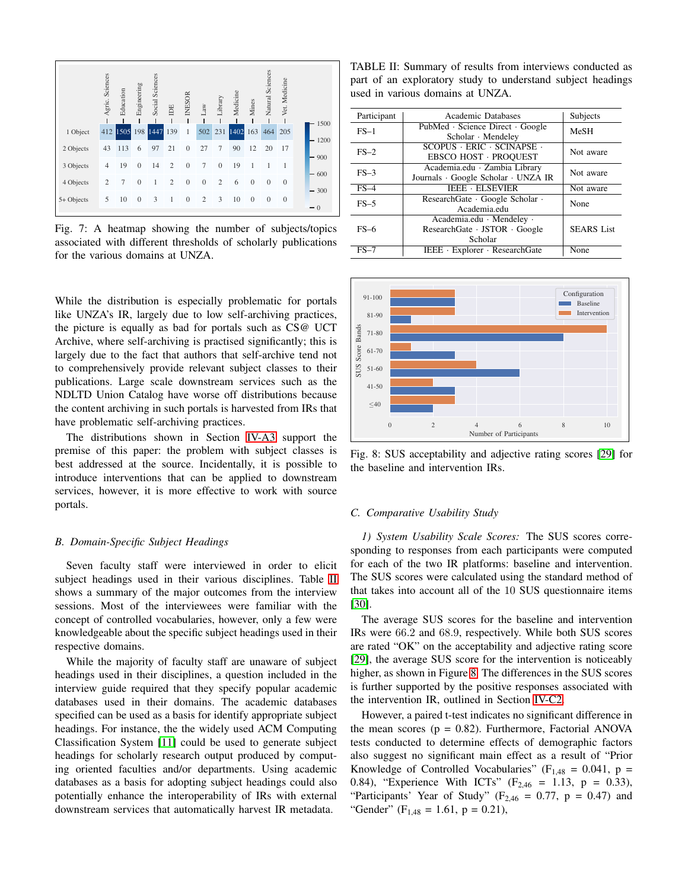Fig. 7: A heatmap showing the number of subjects/topics associated with different thresholds of scholarly publications for the various domains at UNZA.

While the distribution is especially problematic for portals like UNZA's IR, largely due to low self-archiving practices, the picture is equally as bad for portals such as CS@ UCT Archive, where self-archiving is practised significantly; this is largely due to the fact that authors that self-archive tend not to comprehensively provide relevant subject classes to their publications. Large scale downstream services such as the NDLTD Union Catalog have worse off distributions because the content archiving in such portals is harvested from IRs that have problematic self-archiving practices.

The distributions shown in Section IV-A3 support the premise of this paper: the problem with subject classes is best addressed at the source. Incidentally, it is possible to introduce interventions that can be applied to downstream services, however, it is more effective to work with source portals.

### *B. Domain-Specific Subject Headings*

Seven faculty staff were interviewed in order to elicit subject headings used in their various disciplines. Table II shows a summary of the major outcomes from the interview sessions. Most of the interviewees were familiar with the concept of controlled vocabularies, however, only a few were knowledgeable about the specific subject headings used in their respective domains.

While the majority of faculty staff are unaware of subject headings used in their disciplines, a question included in the interview guide required that they specify popular academic databases used in their domains. The academic databases specified can be used as a basis for identify appropriate subject headings. For instance, the the widely used ACM Computing Classification System [11] could be used to generate subject headings for scholarly research output produced by computing oriented faculties and/or departments. Using academic databases as a basis for adopting subject headings could also potentially enhance the interoperability of IRs with external downstream services that automatically harvest IR metadata.

TABLE II: Summary of results from interviews conducted as part of an exploratory study to understand subject headings used in various domains at UNZA.

| Participant | Academic Databases | Subjects |
|---|---|---|
| FS–1 | PubMed · Science Direct · Google Scholar · Mendeley | MeSH |
| FS–2 | SCOPUS · ERIC · SCINAPSE · EBSCO HOST · PROQUEST | Not aware |
| FS–3 | Academia.edu · Zambia Library Journals · Google Scholar · UNZA IR | Not aware |
| FS–4 | IEEE · ELSEVIER | Not aware |
| FS–5 | ResearchGate · Google Scholar · Academia.edu | None |
| FS–6 | Academia.edu · Mendeley · ResearchGate · JSTOR · Google Scholar | SEARS List |
| FS–7 | IEEE · Explorer · ResearchGate | None |

Fig. 8: SUS acceptability and adjective rating scores [29] for the baseline and intervention IRs.

### *C. Comparative Usability Study*

*1) System Usability Scale Scores:* The SUS scores corresponding to responses from each participants were computed for each of the two IR platforms: baseline and intervention. The SUS scores were calculated using the standard method of that takes into account all of the 10 SUS questionnaire items [30].

The average SUS scores for the baseline and intervention IRs were 66.2 and 68.9, respectively. While both SUS scores are rated "OK" on the acceptability and adjective rating score [29], the average SUS score for the intervention is noticeably higher, as shown in Figure 8. The differences in the SUS scores is further supported by the positive responses associated with the intervention IR, outlined in Section IV-C2.

However, a paired t-test indicates no significant difference in the mean scores ($p = 0.82$). Furthermore, Factorial ANOVA tests conducted to determine effects of demographic factors also suggest no significant main effect as a result of "Prior Knowledge of Controlled Vocabularies" ($F_{1,48} = 0.041$, $p = 0.84$), "Experience With ICTs" ($F_{2,46} = 1.13$, $p = 0.33$), "Participants' Year of Study" ($F_{2,46} = 0.77$, $p = 0.47$) and "Gender" ($F_{1,48} = 1.61$, $p = 0.21$),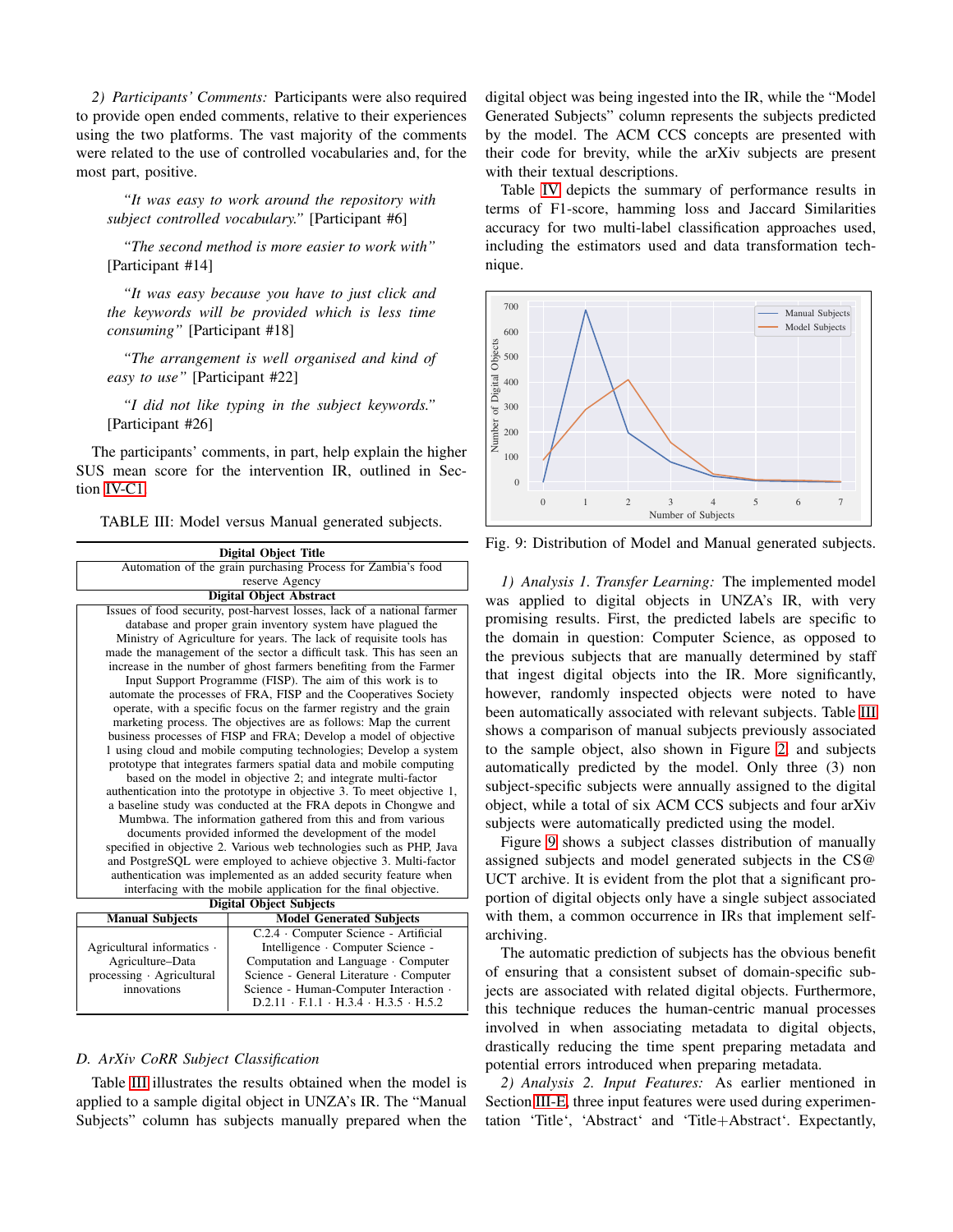*2) Participants' Comments:* Participants were also required to provide open ended comments, relative to their experiences using the two platforms. The vast majority of the comments were related to the use of controlled vocabularies and, for the most part, positive.

> *"It was easy to work around the repository with subject controlled vocabulary."* [Participant #6]

> *"The second method is more easier to work with"* [Participant #14]

> *"It was easy because you have to just click and the keywords will be provided which is less time consuming"* [Participant #18]

> *"The arrangement is well organised and kind of easy to use"* [Participant #22]

> *"I did not like typing in the subject keywords."* [Participant #26]

The participants' comments, in part, help explain the higher SUS mean score for the intervention IR, outlined in Section IV-C1.

TABLE III: Model versus Manual generated subjects.

| **Digital Object Title** | |
|---|---|
| Automation of the grain purchasing Process for Zambia's food reserve Agency | |
| **Digital Object Abstract** | |
| Issues of food security, post-harvest losses, lack of a national farmer database and proper grain inventory system have plagued the Ministry of Agriculture for years. The lack of requisite tools has made the management of the sector a difficult task. This has seen an increase in the number of ghost farmers benefiting from the Farmer Input Support Programme (FISP). The aim of this work is to automate the processes of FRA, FISP and the Cooperatives Society operate, with a specific focus on the farmer registry and the grain marketing process. The objectives are as follows: Map the current business processes of FISP and FRA; Develop a model of objective 1 using cloud and mobile computing technologies; Develop a system prototype that integrates farmers spatial data and mobile computing based on the model in objective 2; and integrate multi-factor authentication into the prototype in objective 3. To meet objective 1, a baseline study was conducted at the FRA depots in Chongwe and Mumbwa. The information gathered from this and from various documents provided informed the development of the model specified in objective 2. Various web technologies such as PHP, Java and PostgreSQL were employed to achieve objective 3. Multi-factor authentication was implemented as an added security feature when interfacing with the mobile application for the final objective. | |
| **Digital Object Subjects** | |
| **Manual Subjects** | **Model Generated Subjects** |
| Agricultural informatics · Agriculture–Data processing · Agricultural innovations | C.2.4 · Computer Science - Artificial Intelligence · Computer Science - Computation and Language · Computer Science - General Literature · Computer Science - Human-Computer Interaction · D.2.11 · F.1.1 · H.3.4 · H.3.5 · H.5.2 |

### D. ArXiv CoRR Subject Classification

Table III illustrates the results obtained when the model is applied to a sample digital object in UNZA's IR. The "Manual Subjects" column has subjects manually prepared when the digital object was being ingested into the IR, while the "Model Generated Subjects" column represents the subjects predicted by the model. The ACM CCS concepts are presented with their code for brevity, while the arXiv subjects are present with their textual descriptions.

Table IV depicts the summary of performance results in terms of F1-score, hamming loss and Jaccard Similarities accuracy for two multi-label classification approaches used, including the estimators used and data transformation technique.

Fig. 9: Distribution of Model and Manual generated subjects.

*1) Analysis 1. Transfer Learning:* The implemented model was applied to digital objects in UNZA's IR, with very promising results. First, the predicted labels are specific to the domain in question: Computer Science, as opposed to the previous subjects that are manually determined by staff that ingest digital objects into the IR. More significantly, however, randomly inspected objects were noted to have been automatically associated with relevant subjects. Table III shows a comparison of manual subjects previously associated to the sample object, also shown in Figure 2, and subjects automatically predicted by the model. Only three (3) non subject-specific subjects were annually assigned to the digital object, while a total of six ACM CCS subjects and four arXiv subjects were automatically predicted using the model.

Figure 9 shows a subject classes distribution of manually assigned subjects and model generated subjects in the CS@ UCT archive. It is evident from the plot that a significant proportion of digital objects only have a single subject associated with them, a common occurrence in IRs that implement self-archiving.

The automatic prediction of subjects has the obvious benefit of ensuring that a consistent subset of domain-specific subjects are associated with related digital objects. Furthermore, this technique reduces the human-centric manual processes involved in when associating metadata to digital objects, drastically reducing the time spent preparing metadata and potential errors introduced when preparing metadata.

*2) Analysis 2. Input Features:* As earlier mentioned in Section III-E, three input features were used during experimentation 'Title', 'Abstract' and 'Title+Abstract'. Expectantly,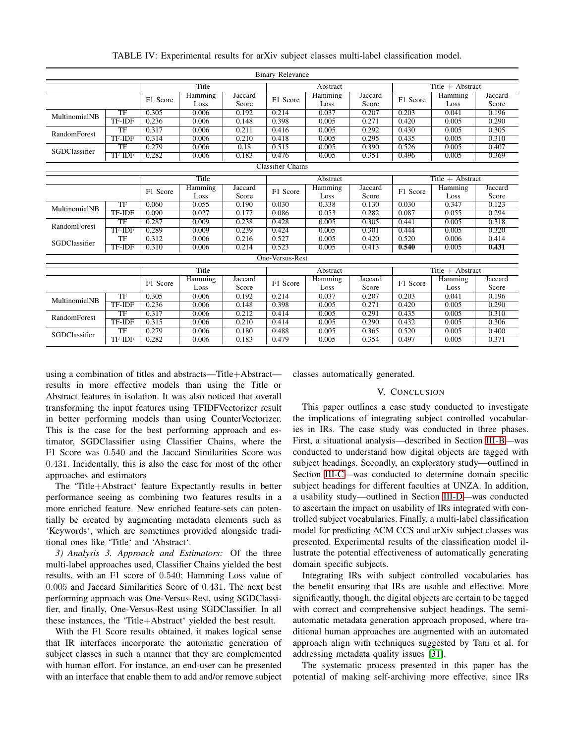TABLE IV: Experimental results for arXiv subject classes multi-label classification model.

| Binary Relevance | | | | | | | | | | |
|---|---|---|---|---|---|---|---|---|---|---|
| | | Title | | | Abstract | | | Title + Abstract | | |
| | | F1 Score | Hamming Loss | Jaccard Score | F1 Score | Hamming Loss | Jaccard Score | F1 Score | Hamming Loss | Jaccard Score |
| MultinomialNB | TF | 0.305 | 0.006 | 0.192 | 0.214 | 0.037 | 0.207 | 0.203 | 0.041 | 0.196 |
| | TF-IDF | 0.236 | 0.006 | 0.148 | 0.398 | 0.005 | 0.271 | 0.420 | 0.005 | 0.290 |
| RandomForest | TF | 0.317 | 0.006 | 0.211 | 0.416 | 0.005 | 0.292 | 0.430 | 0.005 | 0.305 |
| | TF-IDF | 0.314 | 0.006 | 0.210 | 0.418 | 0.005 | 0.295 | 0.435 | 0.005 | 0.310 |
| SGDClassifier | TF | 0.279 | 0.006 | 0.18 | 0.515 | 0.005 | 0.390 | 0.526 | 0.005 | 0.407 |
| | TF-IDF | 0.282 | 0.006 | 0.183 | 0.476 | 0.005 | 0.351 | 0.496 | 0.005 | 0.369 |
| **Classifier Chains** | | | | | | | | | | |
| | | Title | | | Abstract | | | Title + Abstract | | |
| | | F1 Score | Hamming Loss | Jaccard Score | F1 Score | Hamming Loss | Jaccard Score | F1 Score | Hamming Loss | Jaccard Score |
| MultinomialNB | TF | 0.060 | 0.055 | 0.190 | 0.030 | 0.338 | 0.130 | 0.030 | 0.347 | 0.123 |
| | TF-IDF | 0.090 | 0.027 | 0.177 | 0.086 | 0.053 | 0.282 | 0.087 | 0.055 | 0.294 |
| RandomForest | TF | 0.287 | 0.009 | 0.238 | 0.428 | 0.005 | 0.305 | 0.441 | 0.005 | 0.318 |
| | TF-IDF | 0.289 | 0.009 | 0.239 | 0.424 | 0.005 | 0.301 | 0.444 | 0.005 | 0.320 |
| SGDClassifier | TF | 0.312 | 0.006 | 0.216 | 0.527 | 0.005 | 0.420 | 0.520 | 0.006 | 0.414 |
| | TF-IDF | 0.310 | 0.006 | 0.214 | 0.523 | 0.005 | 0.413 | **0.540** | 0.005 | **0.431** |
| **One-Versus-Rest** | | | | | | | | | | |
| | | Title | | | Abstract | | | Title + Abstract | | |
| | | F1 Score | Hamming Loss | Jaccard Score | F1 Score | Hamming Loss | Jaccard Score | F1 Score | Hamming Loss | Jaccard Score |
| MultinomialNB | TF | 0.305 | 0.006 | 0.192 | 0.214 | 0.037 | 0.207 | 0.203 | 0.041 | 0.196 |
| | TF-IDF | 0.236 | 0.006 | 0.148 | 0.398 | 0.005 | 0.271 | 0.420 | 0.005 | 0.290 |
| RandomForest | TF | 0.317 | 0.006 | 0.212 | 0.414 | 0.005 | 0.291 | 0.435 | 0.005 | 0.310 |
| | TF-IDF | 0.315 | 0.006 | 0.210 | 0.414 | 0.005 | 0.290 | 0.432 | 0.005 | 0.306 |
| SGDClassifier | TF | 0.279 | 0.006 | 0.180 | 0.488 | 0.005 | 0.365 | 0.520 | 0.005 | 0.400 |
| | TF-IDF | 0.282 | 0.006 | 0.183 | 0.479 | 0.005 | 0.354 | 0.497 | 0.005 | 0.371 |

using a combination of titles and abstracts—Title+Abstract—results in more effective models than using the Title or Abstract features in isolation. It was also noticed that overall transforming the input features using TFIDFVectorizer result in better performing models than using CounterVectorizer. This is the case for the best performing approach and estimator, SGDClassifier using Classifier Chains, where the F1 Score was 0.540 and the Jaccard Similarities Score was 0.431. Incidentally, this is also the case for most of the other approaches and estimators

The 'Title+Abstract' feature Expectantly results in better performance seeing as combining two features results in a more enriched feature. New enriched feature-sets can potentially be created by augmenting metadata elements such as 'Keywords', which are sometimes provided alongside traditional ones like 'Title' and 'Abstract'.

*3) Analysis 3. Approach and Estimators:* Of the three multi-label approaches used, Classifier Chains yielded the best results, with an F1 score of 0.540; Hamming Loss value of 0.005 and Jaccard Similarities Score of 0.431. The next best performing approach was One-Versus-Rest, using SGDClassifier, and finally, One-Versus-Rest using SGDClassifier. In all these instances, the 'Title+Abstract' yielded the best result.

With the F1 Score results obtained, it makes logical sense that IR interfaces incorporate the automatic generation of subject classes in such a manner that they are complemented with human effort. For instance, an end-user can be presented with an interface that enable them to add and/or remove subject classes automatically generated.

## V. Conclusion

This paper outlines a case study conducted to investigate the implications of integrating subject controlled vocabularies in IRs. The case study was conducted in three phases. First, a situational analysis—described in Section III-B—was conducted to understand how digital objects are tagged with subject headings. Secondly, an exploratory study—outlined in Section III-C—was conducted to determine domain specific subject headings for different faculties at UNZA. In addition, a usability study—outlined in Section III-D—was conducted to ascertain the impact on usability of IRs integrated with controlled subject vocabularies. Finally, a multi-label classification model for predicting ACM CCS and arXiv subject classes was presented. Experimental results of the classification model illustrate the potential effectiveness of automatically generating domain specific subjects.

Integrating IRs with subject controlled vocabularies has the benefit ensuring that IRs are usable and effective. More significantly, though, the digital objects are certain to be tagged with correct and comprehensive subject headings. The semi-automatic metadata generation approach proposed, where traditional human approaches are augmented with an automated approach align with techniques suggested by Tani et al. for addressing metadata quality issues [31].

The systematic process presented in this paper has the potential of making self-archiving more effective, since IRs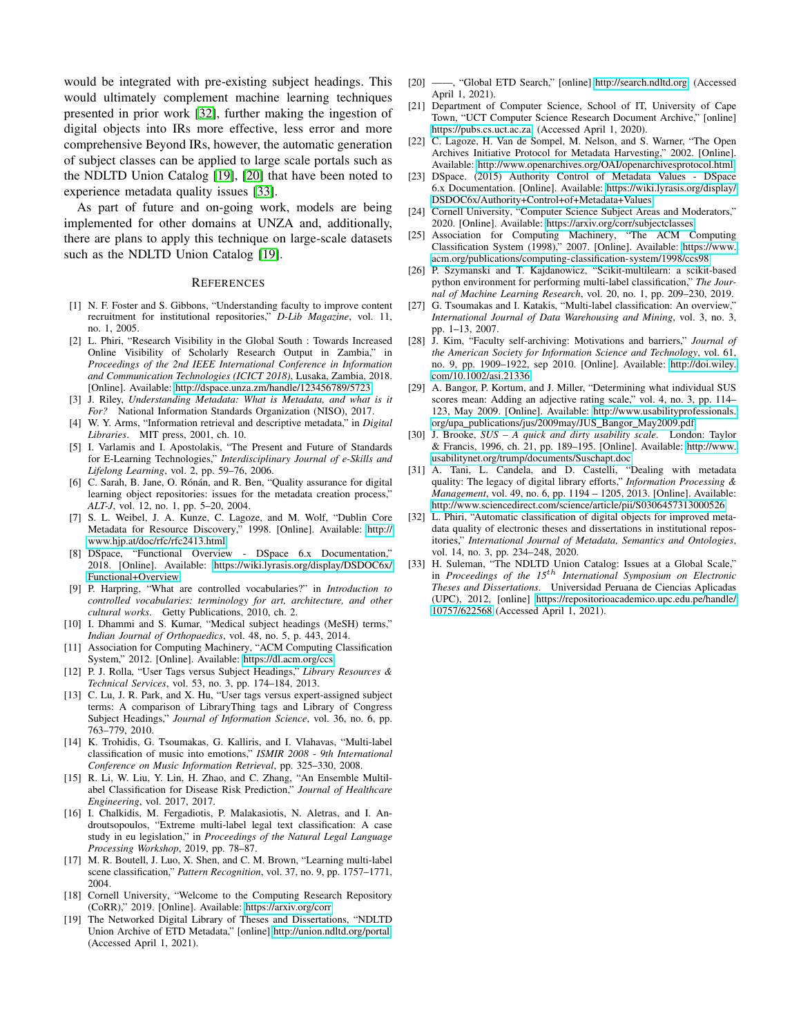would be integrated with pre-existing subject headings. This would ultimately complement machine learning techniques presented in prior work [32], further making the ingestion of digital objects into IRs more effective, less error and more comprehensive Beyond IRs, however, the automatic generation of subject classes can be applied to large scale portals such as the NDLTD Union Catalog [19], [20] that have been noted to experience metadata quality issues [33].

As part of future and on-going work, models are being implemented for other domains at UNZA and, additionally, there are plans to apply this technique on large-scale datasets such as the NDLTD Union Catalog [19].

## References

[1] N. F. Foster and S. Gibbons, "Understanding faculty to improve content recruitment for institutional repositories," *D-Lib Magazine*, vol. 11, no. 1, 2005.

[2] L. Phiri, "Research Visibility in the Global South : Towards Increased Online Visibility of Scholarly Research Output in Zambia," in *Proceedings of the 2nd IEEE International Conference in Information and Communication Technologies (ICICT 2018)*, Lusaka, Zambia, 2018. [Online]. Available: http://dspace.unza.zm/handle/123456789/5723

[3] J. Riley, *Understanding Metadata: What is Metadata, and what is it For?* National Information Standards Organization (NISO), 2017.

[4] W. Y. Arms, "Information retrieval and descriptive metadata," in *Digital Libraries*. MIT press, 2001, ch. 10.

[5] I. Varlamis and I. Apostolakis, "The Present and Future of Standards for E-Learning Technologies," *Interdisciplinary Journal of e-Skills and Lifelong Learning*, vol. 2, pp. 59–76, 2006.

[6] C. Sarah, B. Jane, O. Rónán, and R. Ben, "Quality assurance for digital learning object repositories: issues for the metadata creation process," *ALT-J*, vol. 12, no. 1, pp. 5–20, 2004.

[7] S. L. Weibel, J. A. Kunze, C. Lagoze, and M. Wolf, "Dublin Core Metadata for Resource Discovery," 1998. [Online]. Available: http://www.hjp.at/doc/rfc/rfc2413.html

[8] DSpace, "Functional Overview - DSpace 6.x Documentation," 2018. [Online]. Available: https://wiki.lyrasis.org/display/DSDOC6x/Functional+Overview

[9] P. Harpring, "What are controlled vocabularies?" in *Introduction to controlled vocabularies: terminology for art, architecture, and other cultural works*. Getty Publications, 2010, ch. 2.

[10] I. Dhammi and S. Kumar, "Medical subject headings (MeSH) terms," *Indian Journal of Orthopaedics*, vol. 48, no. 5, p. 443, 2014.

[11] Association for Computing Machinery, "ACM Computing Classification System," 2012. [Online]. Available: https://dl.acm.org/ccs

[12] P. J. Rolla, "User Tags versus Subject Headings," *Library Resources & Technical Services*, vol. 53, no. 3, pp. 174–184, 2013.

[13] C. Lu, J. R. Park, and X. Hu, "User tags versus expert-assigned subject terms: A comparison of LibraryThing tags and Library of Congress Subject Headings," *Journal of Information Science*, vol. 36, no. 6, pp. 763–779, 2010.

[14] K. Trohidis, G. Tsoumakas, G. Kalliris, and I. Vlahavas, "Multi-label classification of music into emotions," *ISMIR 2008 - 9th International Conference on Music Information Retrieval*, pp. 325–330, 2008.

[15] R. Li, W. Liu, Y. Lin, H. Zhao, and C. Zhang, "An Ensemble Multilabel Classification for Disease Risk Prediction," *Journal of Healthcare Engineering*, vol. 2017, 2017.

[16] I. Chalkidis, M. Fergadiotis, P. Malakasiotis, N. Aletras, and I. Androutsopoulos, "Extreme multi-label legal text classification: A case study in eu legislation," in *Proceedings of the Natural Legal Language Processing Workshop*, 2019, pp. 78–87.

[17] M. R. Boutell, J. Luo, X. Shen, and C. M. Brown, "Learning multi-label scene classification," *Pattern Recognition*, vol. 37, no. 9, pp. 1757–1771, 2004.

[18] Cornell University, "Welcome to the Computing Research Repository (CoRR)," 2019. [Online]. Available: https://arxiv.org/corr

[19] The Networked Digital Library of Theses and Dissertations, "NDLTD Union Archive of ETD Metadata," [online] http://union.ndltd.org/portal (Accessed April 1, 2021).

[20] ——, "Global ETD Search," [online] http://search.ndltd.org (Accessed April 1, 2021).

[21] Department of Computer Science, School of IT, University of Cape Town, "UCT Computer Science Research Document Archive," [online] https://pubs.cs.uct.ac.za (Accessed April 1, 2020).

[22] C. Lagoze, H. Van de Sompel, M. Nelson, and S. Warner, "The Open Archives Initiative Protocol for Metadata Harvesting," 2002. [Online]. Available: http://www.openarchives.org/OAI/openarchivesprotocol.html

[23] DSpace. (2015) Authority Control of Metadata Values - DSpace 6.x Documentation. [Online]. Available: https://wiki.lyrasis.org/display/DSDOC6x/Authority+Control+of+Metadata+Values

[24] Cornell University, "Computer Science Subject Areas and Moderators," 2020. [Online]. Available: https://arxiv.org/corr/subjectclasses

[25] Association for Computing Machinery, "The ACM Computing Classification System (1998)," 2007. [Online]. Available: https://www.acm.org/publications/computing-classification-system/1998/ccs98

[26] P. Szymanski and T. Kajdanowicz, "Scikit-multilearn: a scikit-based python environment for performing multi-label classification," *The Journal of Machine Learning Research*, vol. 20, no. 1, pp. 209–230, 2019.

[27] G. Tsoumakas and I. Katakis, "Multi-label classification: An overview," *International Journal of Data Warehousing and Mining*, vol. 3, no. 3, pp. 1–13, 2007.

[28] J. Kim, "Faculty self-archiving: Motivations and barriers," *Journal of the American Society for Information Science and Technology*, vol. 61, no. 9, pp. 1909–1922, sep 2010. [Online]. Available: http://doi.wiley.com/10.1002/asi.21336

[29] A. Bangor, P. Kortum, and J. Miller, "Determining what individual SUS scores mean: Adding an adjective rating scale," vol. 4, no. 3, pp. 114–123, May 2009. [Online]. Available: http://www.usabilityprofessionals.org/upa_publications/jus/2009may/JUS_Bangor_May2009.pdf

[30] J. Brooke, *SUS – A quick and dirty usability scale*. London: Taylor & Francis, 1996, ch. 21, pp. 189–195. [Online]. Available: http://www.usabilitynet.org/trump/documents/Suschapt.doc

[31] A. Tani, L. Candela, and D. Castelli, "Dealing with metadata quality: The legacy of digital library efforts," *Information Processing & Management*, vol. 49, no. 6, pp. 1194 – 1205, 2013. [Online]. Available: http://www.sciencedirect.com/science/article/pii/S0306457313000526

[32] L. Phiri, "Automatic classification of digital objects for improved metadata quality of electronic theses and dissertations in institutional repositories," *International Journal of Metadata, Semantics and Ontologies*, vol. 14, no. 3, pp. 234–248, 2020.

[33] H. Suleman, "The NDLTD Union Catalog: Issues at a Global Scale," in *Proceedings of the $15^{th}$ International Symposium on Electronic Theses and Dissertations*. Universidad Peruana de Ciencias Aplicadas (UPC), 2012, [online] https://repositorioacademico.upc.edu.pe/handle/10757/622568 (Accessed April 1, 2021).